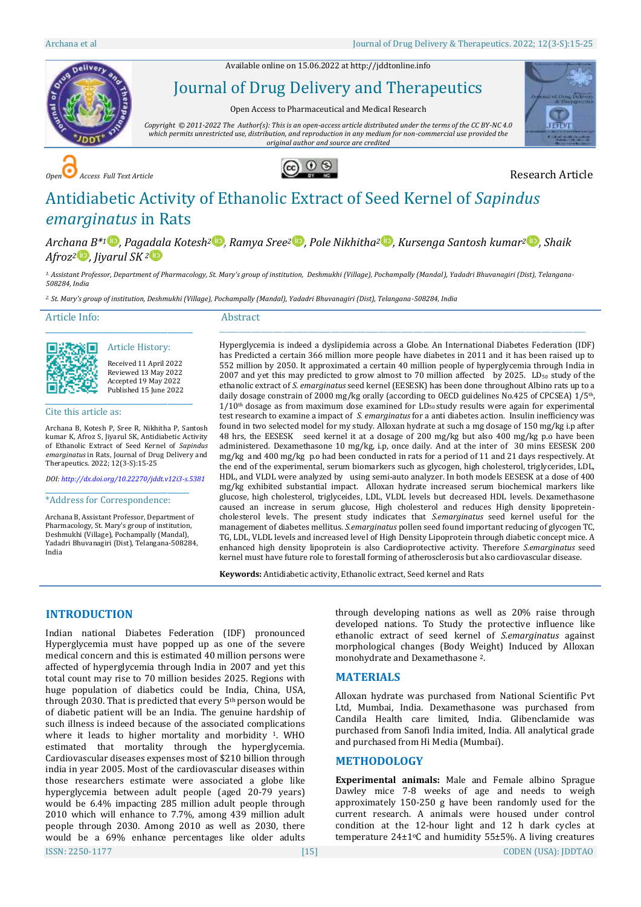Available online on 15.06.2022 at http://jddtonline.info

# Journal of Drug Delivery and Therapeutics

Open Access to Pharmaceutical and Medical Research

*Copyright © 2011-2022 The Author(s): This is an open-access article distributed under the terms of the CC BY-NC 4.0 which permits unrestricted use, distribution, and reproduction in any medium for non-commercial use provided the original author and source are credited*

*Open Access Full Text Article* Research Article

# Antidiabetic Activity of Ethanolic Extract of Seed Kernel of *Sapindus emarginatus* in Rats

*Archana B*[*1], Pagadala Kotesh[2], Ramya Sree[2], Pole Nikhitha[2], Kursenga Santosh kumar[2], Shaik Afroz[2], Jiyarul SK [2]*

[1] *Assistant Professor, Department of Pharmacology, St. Mary's group of institution, Deshmukhi (Village), Pochampally (Mandal), Yadadri Bhuvanagiri (Dist), Telangana-508284, India*

[2] *St. Mary's group of institution, Deshmukhi (Village), Pochampally (Mandal), Yadadri Bhuvanagiri (Dist), Telangana-508284, India*

## Article Info:

**Article History:**

Received 11 April 2022
Reviewed 13 May 2022
Accepted 19 May 2022
Published 15 June 2022

**Cite this article as:**

Archana B, Kotesh P, Sree R, Nikhitha P, Santosh kumar K, Afroz S, Jiyarul SK, Antidiabetic Activity of Ethanolic Extract of Seed Kernel of *Sapindus emarginatus* in Rats, Journal of Drug Delivery and Therapeutics. 2022; 12(3-S):15-25

*DOI: http://dx.doi.org/10.22270/jddt.v12i3-s.5381*

**\*Address for Correspondence:**

Archana B, Assistant Professor, Department of Pharmacology, St. Mary's group of institution, Deshmukhi (Village), Pochampally (Mandal), Yadadri Bhuvanagiri (Dist), Telangana-508284, India

## Abstract

Hyperglycemia is indeed a dyslipidemia across a Globe. An International Diabetes Federation (IDF) has Predicted a certain 366 million more people have diabetes in 2011 and it has been raised up to 552 million by 2050. It approximated a certain 40 million people of hyperglycemia through India in 2007 and yet this may predicted to grow almost to 70 million affected by 2025. $LD_{50}$ study of the ethanolic extract of *S. emarginatus* seed kernel (EESESK) has been done throughout Albino rats up to a daily dosage constrain of 2000 mg/kg orally (according to OECD guidelines No.425 of CPCSEA) 1/5th, 1/10th dosage as from maximum dose examined for $LD_{50}$ study results were again for experimental test research to examine a impact of *S. emarginatus* for a anti diabetes action. Insulin inefficiency was found in two selected model for my study. Alloxan hydrate at such a mg dosage of 150 mg/kg i.p after 48 hrs, the EESESK seed kernel it at a dosage of 200 mg/kg but also 400 mg/kg p.o have been administered. Dexamethasone 10 mg/kg, i.p, once daily. And at the inter of 30 mins EESESK 200 mg/kg and 400 mg/kg p.o had been conducted in rats for a period of 11 and 21 days respectively. At the end of the experimental, serum biomarkers such as glycogen, high cholesterol, triglycerides, LDL, HDL, and VLDL were analyzed by using semi-auto analyzer. In both models EESESK at a dose of 400 mg/kg exhibited substantial impact. Alloxan hydrate increased serum biochemical markers like glucose, high cholesterol, triglyceides, LDL, VLDL levels but decreased HDL levels. Dexamethasone caused an increase in serum glucose, High cholesterol and reduces High density lipoprotein-cholesterol levels. The present study indicates that *S.emarginatus* seed kernel useful for the management of diabetes mellitus. *S.emarginatus* pollen seed found important reducing of glycogen TC, TG, LDL, VLDL levels and increased level of High Density Lipoprotein through diabetic concept mice. A enhanced high density lipoprotein is also Cardioprotective activity. Therefore *S.emarginatus* seed kernel must have future role to forestall forming of atherosclerosis but also cardiovascular disease.

**Keywords:** Antidiabetic activity, Ethanolic extract, Seed kernel and Rats

## INTRODUCTION

Indian national Diabetes Federation (IDF) pronounced Hyperglycemia must have popped up as one of the severe medical concern and this is estimated 40 million persons were affected of hyperglycemia through India in 2007 and yet this total count may rise to 70 million besides 2025. Regions with huge population of diabetics could be India, China, USA, through 2030. That is predicted that every 5th person would be of diabetic patient will be an India. The genuine hardship of such illness is indeed because of the associated complications where it leads to higher mortality and morbidity [1]. WHO estimated that mortality through the hyperglycemia. Cardiovascular diseases expenses most of $210 billion through india in year 2005. Most of the cardiovascular diseases within those researchers estimate were associated a globe like hyperglycemia between adult people (aged 20-79 years) would be 6.4% impacting 285 million adult people through 2010 which will enhance to 7.7%, among 439 million adult people through 2030. Among 2010 as well as 2030, there would be a 69% enhance percentages like older adults through developing nations as well as 20% raise through developed nations. To Study the protective influence like ethanolic extract of seed kernel of *S.emarginatus* against morphological changes (Body Weight) Induced by Alloxan monohydrate and Dexamethasone [2].

## MATERIALS

Alloxan hydrate was purchased from National Scientific Pvt Ltd, Mumbai, India. Dexamethasone was purchased from Candila Health care limited, India. Glibenclamide was purchased from Sanofi South India imited, India. All analytical grade and purchased from Hi Media (Mumbai).

## METHODOLOGY

**Experimental animals:** Male and Female albino Sprague Dawley mice 7-8 weeks of age and needs to weigh approximately 150-250 g have been randomly used for the current research. A animals were housed under control condition at the 12-hour light and 12 h dark cycles at temperature 24±1°C and humidity 55±5%. A living creatures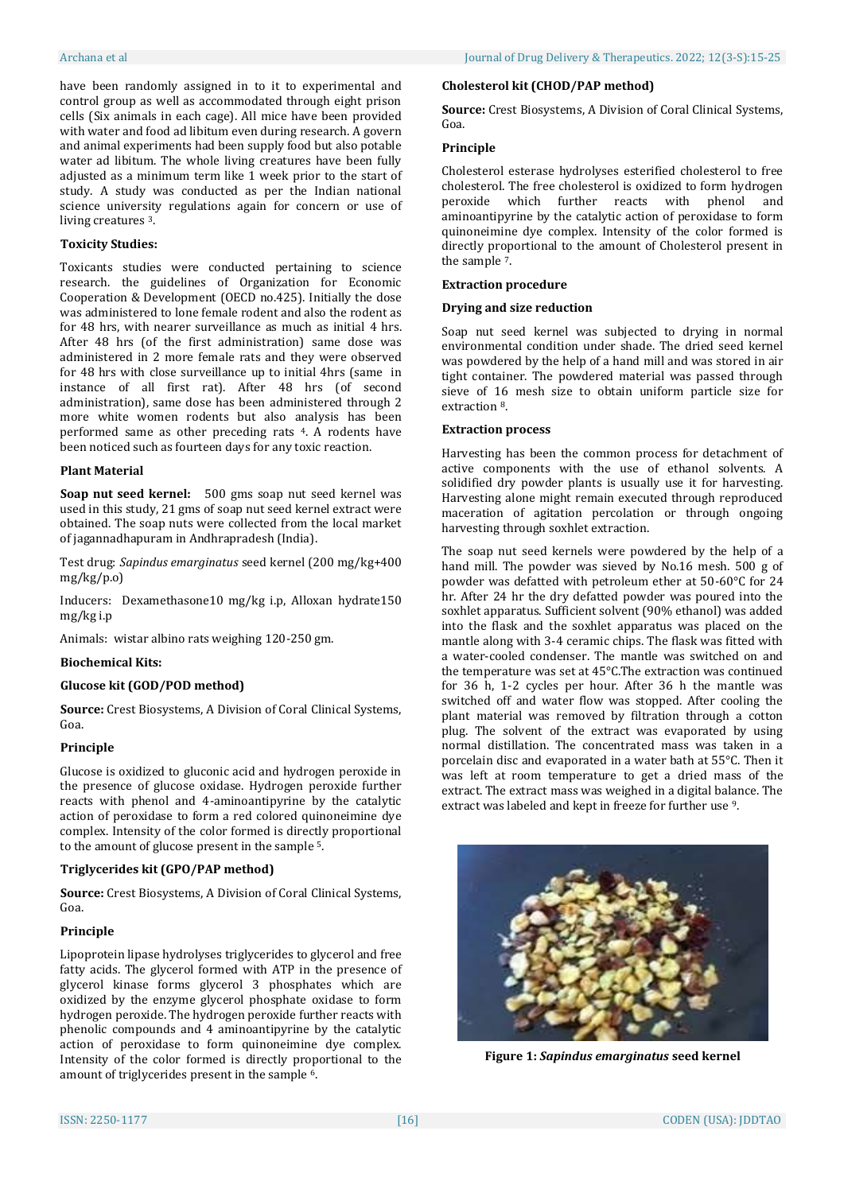have been randomly assigned in to it to experimental and control group as well as accommodated through eight prison cells (Six animals in each cage). All mice have been provided with water and food ad libitum even during research. A govern and animal experiments had been supply food but also potable water ad libitum. The whole living creatures have been fully adjusted as a minimum term like 1 week prior to the start of study. A study was conducted as per the Indian national science university regulations again for concern or use of living creatures [3].

### Toxicity Studies:

Toxicants studies were conducted pertaining to science research. the guidelines of Organization for Economic Cooperation & Development (OECD no.425). Initially the dose was administered to lone female rodent and also the rodent as for 48 hrs, with nearer surveillance as much as initial 4 hrs. After 48 hrs (of the first administration) same dose was administered in 2 more female rats and they were observed for 48 hrs with close surveillance up to initial 4hrs (same in instance of all first rat). After 48 hrs (of second administration), same dose has been administered through 2 more white women rodents but also analysis has been performed same as other preceding rats [4]. A rodents have been noticed such as fourteen days for any toxic reaction.

### Plant Material

**Soap nut seed kernel:** 500 gms soap nut seed kernel was used in this study, 21 gms of soap nut seed kernel extract were obtained. The soap nuts were collected from the local market of jagannadhapuram in Andhrapradesh (India).

Test drug: *Sapindus emarginatus* seed kernel (200 mg/kg+400 mg/kg/p.o)

Inducers: Dexamethasone10 mg/kg i.p, Alloxan hydrate150 mg/kg i.p

Animals: wistar albino rats weighing 120-250 gm.

### Biochemical Kits:

#### Glucose kit (GOD/POD method)

**Source:** Crest Biosystems, A Division of Coral Clinical Systems, Goa.

#### Principle

Glucose is oxidized to gluconic acid and hydrogen peroxide in the presence of glucose oxidase. Hydrogen peroxide further reacts with phenol and 4-aminoantipyrine by the catalytic action of peroxidase to form a red colored quinoneimine dye complex. Intensity of the color formed is directly proportional to the amount of glucose present in the sample [5].

#### Triglycerides kit (GPO/PAP method)

**Source:** Crest Biosystems, A Division of Coral Clinical Systems, Goa.

#### Principle

Lipoprotein lipase hydrolyses triglycerides to glycerol and free fatty acids. The glycerol formed with ATP in the presence of glycerol kinase forms glycerol 3 phosphates which are oxidized by the enzyme glycerol phosphate oxidase to form hydrogen peroxide. The hydrogen peroxide further reacts with phenolic compounds and 4 aminoantipyrine by the catalytic action of peroxidase to form quinoneimine dye complex. Intensity of the color formed is directly proportional to the amount of triglycerides present in the sample [6].

#### Cholesterol kit (CHOD/PAP method)

**Source:** Crest Biosystems, A Division of Coral Clinical Systems, Goa.

#### Principle

Cholesterol esterase hydrolyses esterified cholesterol to free cholesterol. The free cholesterol is oxidized to form hydrogen peroxide which further reacts with phenol and aminoantipyrine by the catalytic action of peroxidase to form quinoneimine dye complex. Intensity of the color formed is directly proportional to the amount of Cholesterol present in the sample [7].

### Extraction procedure

#### Drying and size reduction

Soap nut seed kernel was subjected to drying in normal environmental condition under shade. The dried seed kernel was powdered by the help of a hand mill and was stored in air tight container. The powdered material was passed through sieve of 16 mesh size to obtain uniform particle size for extraction [8].

#### Extraction process

Harvesting has been the common process for detachment of active components with the use of ethanol solvents. A solidified dry powder plants is usually use it for harvesting. Harvesting alone might remain executed through reproduced maceration of agitation percolation or through ongoing harvesting through soxhlet extraction.

The soap nut seed kernels were powdered by the help of a hand mill. The powder was sieved by No.16 mesh. 500 g of powder was defatted with petroleum ether at 50-60°C for 24 hr. After 24 hr the dry defatted powder was poured into the soxhlet apparatus. Sufficient solvent (90% ethanol) was added into the flask and the soxhlet apparatus was placed on the mantle along with 3-4 ceramic chips. The flask was fitted with a water-cooled condenser. The mantle was switched on and the temperature was set at 45°C.The extraction was continued for 36 h, 1-2 cycles per hour. After 36 h the mantle was switched off and water flow was stopped. After cooling the plant material was removed by filtration through a cotton plug. The solvent of the extract was evaporated by using normal distillation. The concentrated mass was taken in a porcelain disc and evaporated in a water bath at 55°C. Then it was left at room temperature to get a dried mass of the extract. The extract mass was weighed in a digital balance. The extract was labeled and kept in freeze for further use [9].

**Figure 1:** ***Sapindus emarginatus*** **seed kernel**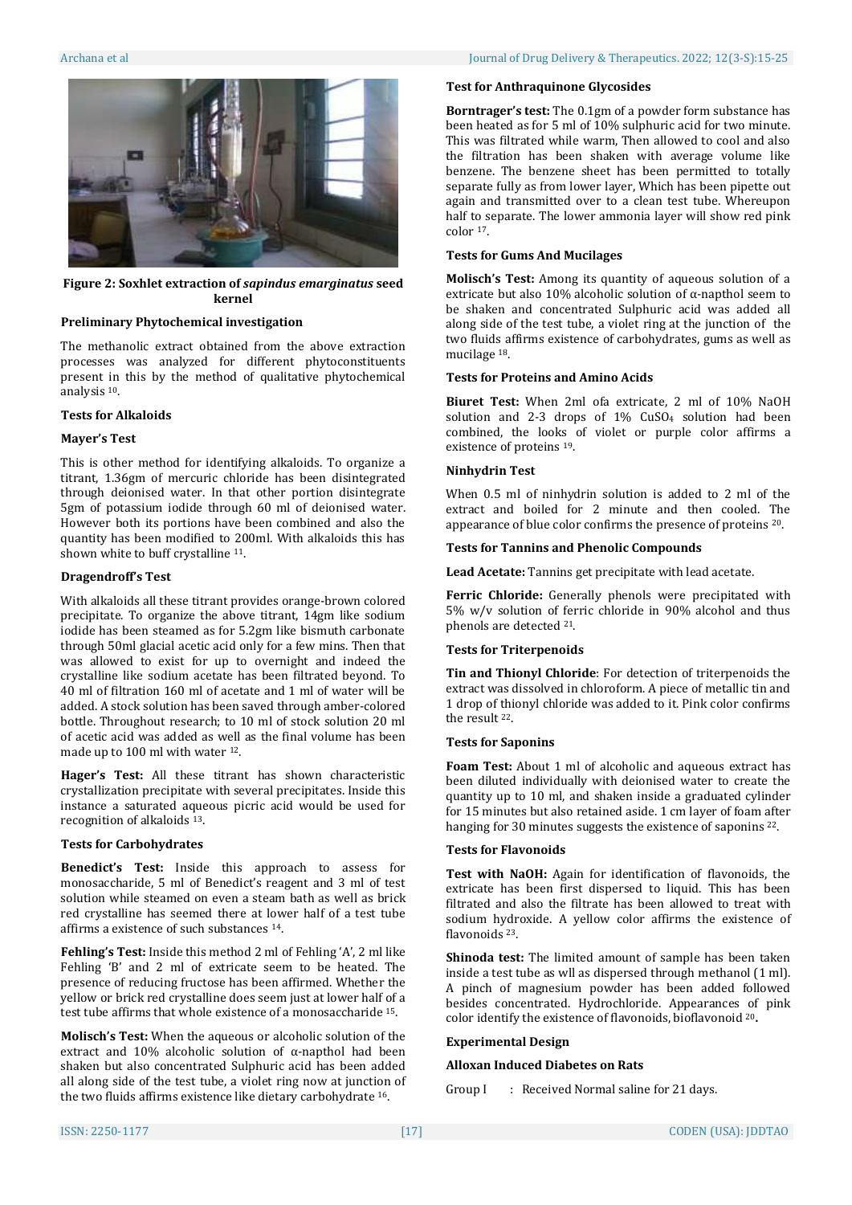**Figure 2: Soxhlet extraction of *sapindus emarginatus* seed kernel**

### Preliminary Phytochemical investigation

The methanolic extract obtained from the above extraction processes was analyzed for different phytoconstituents present in this by the method of qualitative phytochemical analysis [10].

#### Tests for Alkaloids

#### Mayer's Test

This is other method for identifying alkaloids. To organize a titrant, 1.36gm of mercuric chloride has been disintegrated through deionised water. In that other portion disintegrate 5gm of potassium iodide through 60 ml of deionised water. However both its portions have been combined and also the quantity has been modified to 200ml. With alkaloids this has shown white to buff crystalline [11].

#### Dragendroff's Test

With alkaloids all these titrant provides orange-brown colored precipitate. To organize the above titrant, 14gm like sodium iodide has been steamed as for 5.2gm like bismuth carbonate through 50ml glacial acetic acid only for a few mins. Then that was allowed to exist for up to overnight and indeed the crystalline like sodium acetate has been filtrated beyond. To 40 ml of filtration 160 ml of acetate and 1 ml of water will be added. A stock solution has been saved through amber-colored bottle. Throughout research; to 10 ml of stock solution 20 ml of acetic acid was added as well as the final volume has been made up to 100 ml with water [12].

**Hager's Test:** All these titrant has shown characteristic crystallization precipitate with several precipitates. Inside this instance a saturated aqueous picric acid would be used for recognition of alkaloids [13].

#### Tests for Carbohydrates

**Benedict's Test:** Inside this approach to assess for monosaccharide, 5 ml of Benedict's reagent and 3 ml of test solution while steamed on even a steam bath as well as brick red crystalline has seemed there at lower half of a test tube affirms a existence of such substances [14].

**Fehling's Test:** Inside this method 2 ml of Fehling 'A', 2 ml like Fehling 'B' and 2 ml of extricate seem to be heated. The presence of reducing fructose has been affirmed. Whether the yellow or brick red crystalline does seem just at lower half of a test tube affirms that whole existence of a monosaccharide [15].

**Molisch's Test:** When the aqueous or alcoholic solution of the extract and 10% alcoholic solution of α-napthol had been shaken but also concentrated Sulphuric acid has been added all along side of the test tube, a violet ring now at junction of the two fluids affirms existence like dietary carbohydrate [16].

#### Test for Anthraquinone Glycosides

**Borntrager's test:** The 0.1gm of a powder form substance has been heated as for 5 ml of 10% sulphuric acid for two minute. This was filtrated while warm, Then allowed to cool and also the filtration has been shaken with average volume like benzene. The benzene sheet has been permitted to totally separate fully as from lower layer, Which has been pipette out again and transmitted over to a clean test tube. Whereupon half to separate. The lower ammonia layer will show red pink color [17].

#### Tests for Gums And Mucilages

**Molisch's Test:** Among its quantity of aqueous solution of a extricate but also 10% alcoholic solution of α-napthol seem to be shaken and concentrated Sulphuric acid was added all along side of the test tube, a violet ring at the junction of the two fluids affirms existence of carbohydrates, gums as well as mucilage [18].

#### Tests for Proteins and Amino Acids

**Biuret Test:** When 2ml ofa extricate, 2 ml of 10% NaOH solution and 2-3 drops of 1% $CuSO_4$ solution had been combined, the looks of violet or purple color affirms a existence of proteins [19].

#### Ninhydrin Test

When 0.5 ml of ninhydrin solution is added to 2 ml of the extract and boiled for 2 minute and then cooled. The appearance of blue color confirms the presence of proteins [20].

#### Tests for Tannins and Phenolic Compounds

**Lead Acetate:** Tannins get precipitate with lead acetate.

**Ferric Chloride:** Generally phenols were precipitated with 5% w/v solution of ferric chloride in 90% alcohol and thus phenols are detected [21].

#### Tests for Triterpenoids

**Tin and Thionyl Chloride**: For detection of triterpenoids the extract was dissolved in chloroform. A piece of metallic tin and 1 drop of thionyl chloride was added to it. Pink color confirms the result [22].

#### Tests for Saponins

**Foam Test:** About 1 ml of alcoholic and aqueous extract has been diluted individually with deionised water to create the quantity up to 10 ml, and shaken inside a graduated cylinder for 15 minutes but also retained aside. 1 cm layer of foam after hanging for 30 minutes suggests the existence of saponins [22].

#### Tests for Flavonoids

**Test with NaOH:** Again for identification of flavonoids, the extricate has been first dispersed to liquid. This has been filtrated and also the filtrate has been allowed to treat with sodium hydroxide. A yellow color affirms the existence of flavonoids [23].

**Shinoda test:** The limited amount of sample has been taken inside a test tube as wll as dispersed through methanol (1 ml). A pinch of magnesium powder has been added followed besides concentrated. Hydrochloride. Appearances of pink color identify the existence of flavonoids, bioflavonoid [20].

### Experimental Design

#### Alloxan Induced Diabetes on Rats

Group I : Received Normal saline for 21 days.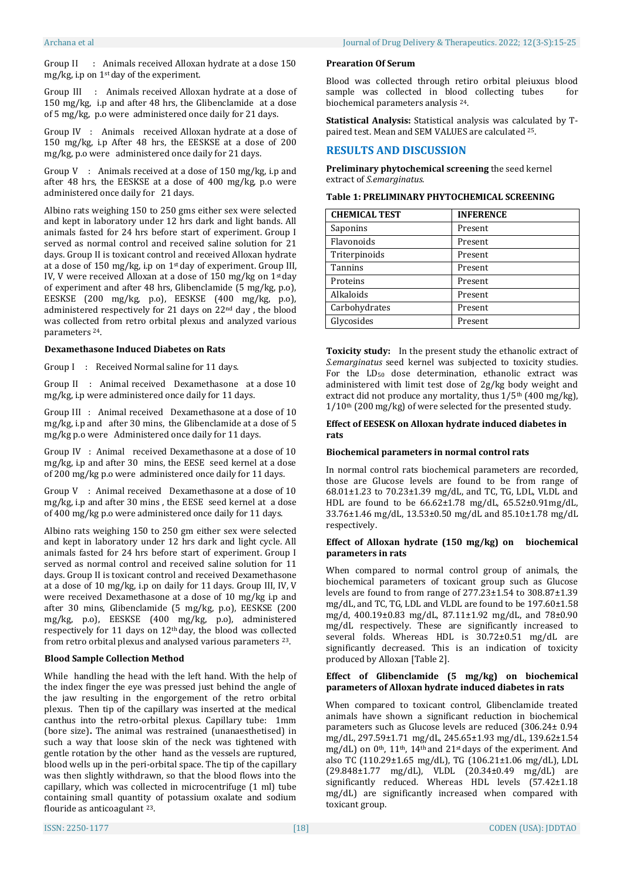Group II : Animals received Alloxan hydrate at a dose 150 mg/kg, i.p on 1st day of the experiment.

Group III : Animals received Alloxan hydrate at a dose of 150 mg/kg, i.p and after 48 hrs, the Glibenclamide at a dose of 5 mg/kg, p.o were administered once daily for 21 days.

Group IV : Animals received Alloxan hydrate at a dose of 150 mg/kg, i.p After 48 hrs, the EESKSE at a dose of 200 mg/kg, p.o were administered once daily for 21 days.

Group V : Animals received at a dose of 150 mg/kg, i.p and after 48 hrs, the EESKSE at a dose of 400 mg/kg, p.o were administered once daily for 21 days.

Albino rats weighing 150 to 250 gms either sex were selected and kept in laboratory under 12 hrs dark and light bands. All animals fasted for 24 hrs before start of experiment. Group I served as normal control and received saline solution for 21 days. Group II is toxicant control and received Alloxan hydrate at a dose of 150 mg/kg, i.p on 1st day of experiment. Group III, IV, V were received Alloxan at a dose of 150 mg/kg on 1st day of experiment and after 48 hrs, Glibenclamide (5 mg/kg, p.o), EESKSE (200 mg/kg, p.o), EESKSE (400 mg/kg, p.o), administered respectively for 21 days on 22nd day , the blood was collected from retro orbital plexus and analyzed various parameters [24].

**Dexamethasone Induced Diabetes on Rats**

Group I : Received Normal saline for 11 days.

Group II : Animal received Dexamethasone at a dose 10 mg/kg, i.p were administered once daily for 11 days.

Group III : Animal received Dexamethasone at a dose of 10 mg/kg, i.p and after 30 mins, the Glibenclamide at a dose of 5 mg/kg p.o were Administered once daily for 11 days.

Group IV : Animal received Dexamethasone at a dose of 10 mg/kg, i.p and after 30 mins, the EESE seed kernel at a dose of 200 mg/kg p.o were administered once daily for 11 days.

Group V : Animal received Dexamethasone at a dose of 10 mg/kg, i.p and after 30 mins , the EESE seed kernel at a dose of 400 mg/kg p.o were administered once daily for 11 days.

Albino rats weighing 150 to 250 gm either sex were selected and kept in laboratory under 12 hrs dark and light cycle. All animals fasted for 24 hrs before start of experiment. Group I served as normal control and received saline solution for 11 days. Group II is toxicant control and received Dexamethasone at a dose of 10 mg/kg, i.p on daily for 11 days. Group III, IV, V were received Dexamethasone at a dose of 10 mg/kg i.p and after 30 mins, Glibenclamide (5 mg/kg, p.o), EESKSE (200 mg/kg, p.o), EESKSE (400 mg/kg, p.o), administered respectively for 11 days on 12th day, the blood was collected from retro orbital plexus and analysed various parameters [23].

**Blood Sample Collection Method**

While handling the head with the left hand. With the help of the index finger the eye was pressed just behind the angle of the jaw resulting in the engorgement of the retro orbital plexus. Then tip of the capillary was inserted at the medical canthus into the retro-orbital plexus. Capillary tube: 1mm (bore size). The animal was restrained (unanaesthetised) in such a way that loose skin of the neck was tightened with gentle rotation by the other hand as the vessels are ruptured, blood wells up in the peri-orbital space. The tip of the capillary was then slightly withdrawn, so that the blood flows into the capillary, which was collected in microcentrifuge (1 ml) tube containing small quantity of potassium oxalate and sodium flouride as anticoagulant [23].

**Prearation Of Serum**

Blood was collected through retiro orbital pleiuxus blood sample was collected in blood collecting tubes for biochemical parameters analysis [24].

**Statistical Analysis:** Statistical analysis was calculated by T-paired test. Mean and SEM VALUES are calculated [25].

## RESULTS AND DISCUSSION

**Preliminary phytochemical screening** the seed kernel extract of *S.emarginatus*.

**Table 1: PRELIMINARY PHYTOCHEMICAL SCREENING**

| CHEMICAL TEST | INFERENCE |
|---|---|
| Saponins | Present |
| Flavonoids | Present |
| Triterpinoids | Present |
| Tannins | Present |
| Proteins | Present |
| Alkaloids | Present |
| Carbohydrates | Present |
| Glycosides | Present |

**Toxicity study:** In the present study the ethanolic extract of *S.emarginatus* seed kernel was subjected to toxicity studies. For the $LD_{50}$ dose determination, ethanolic extract was administered with limit test dose of 2g/kg body weight and extract did not produce any mortality, thus 1/5th (400 mg/kg), 1/10th (200 mg/kg) of were selected for the presented study.

**Effect of EESESK on Alloxan hydrate induced diabetes in rats**

**Biochemical parameters in normal control rats**

In normal control rats biochemical parameters are recorded, those are Glucose levels are found to be from range of 68.01±1.23 to 70.23±1.39 mg/dL, and TC, TG, LDL, VLDL and HDL are found to be 66.62±1.78 mg/dL, 65.52±0.91mg/dL, 33.76±1.46 mg/dL, 13.53±0.50 mg/dL and 85.10±1.78 mg/dL respectively.

**Effect of Alloxan hydrate (150 mg/kg) on biochemical parameters in rats**

When compared to normal control group of animals, the biochemical parameters of toxicant group such as Glucose levels are found to from range of 277.23±1.54 to 308.87±1.39 mg/dL, and TC, TG, LDL and VLDL are found to be 197.60±1.58 mg/d, 400.19±0.83 mg/dL, 87.11±1.92 mg/dL, and 78±0.90 mg/dL respectively. These are significantly increased to several folds. Whereas HDL is 30.72±0.51 mg/dL are significantly decreased. This is an indication of toxicity produced by Alloxan [Table 2].

**Effect of Glibenclamide (5 mg/kg) on biochemical parameters of Alloxan hydrate induced diabetes in rats**

When compared to toxicant control, Glibenclamide treated animals have shown a significant reduction in biochemical parameters such as Glucose levels are reduced (306.24± 0.94 mg/dL, 297.59±1.71 mg/dL, 245.65±1.93 mg/dL, 139.62±1.54 mg/dL) on 0th, 11th, 14th and 21st days of the experiment. And also TC (110.29±1.65 mg/dL), TG (106.21±1.06 mg/dL), LDL (29.848±1.77 mg/dL), VLDL (20.34±0.49 mg/dL) are significantly reduced. Whereas HDL levels (57.42±1.18 mg/dL) are significantly increased when compared with toxicant group.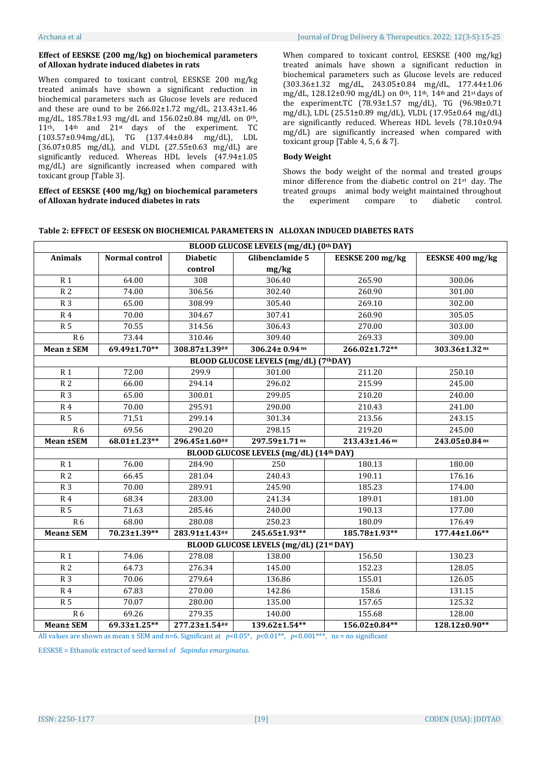**Effect of EESKSE (200 mg/kg) on biochemical parameters of Alloxan hydrate induced diabetes in rats**

When compared to toxicant control, EESKSE 200 mg/kg treated animals have shown a significant reduction in biochemical parameters such as Glucose levels are reduced and these are ound to be 266.02±1.72 mg/dL, 213.43±1.46 mg/dL, 185.78±1.93 mg/dL and 156.02±0.84 mg/dL on 0th, 11th, 14th and 21st days of the experiment. TC (103.57±0.94mg/dL), TG (137.44±0.84 mg/dL), LDL (36.07±0.85 mg/dL), and VLDL (27.55±0.63 mg/dL) are significantly reduced. Whereas HDL levels (47.94±1.05 mg/dL) are significantly increased when compared with toxicant group [Table 3].

**Effect of EESKSE (400 mg/kg) on biochemical parameters of Alloxan hydrate induced diabetes in rats**

When compared to toxicant control, EESKSE (400 mg/kg) treated animals have shown a significant reduction in biochemical parameters such as Glucose levels are reduced (303.36±1.32 mg/dL, 243.05±0.84 mg/dL, 177.44±1.06 mg/dL, 128.12±0.90 mg/dL) on 0th, 11th, 14th and 21st days of the experiment.TC (78.93±1.57 mg/dL), TG (96.98±0.71 mg/dL), LDL (25.51±0.89 mg/dL), VLDL (17.95±0.64 mg/dL) are significantly reduced. Whereas HDL levels (78.10±0.94 mg/dL) are significantly increased when compared with toxicant group [Table 4, 5, 6 & 7].

**Body Weight**

Shows the body weight of the normal and treated groups minor difference from the diabetic control on 21st day. The treated groups animal body weight maintained throughout the experiment compare to diabetic control.

**Table 2: EFFECT OF EESESK ON BIOCHEMICAL PARAMETERS IN ALLOXAN INDUCED DIABETES RATS**

| BLOOD GLUCOSE LEVELS (mg/dL) (0th DAY) | | | | | |
|---|---|---|---|---|---|
| **Animals** | **Normal control** | **Diabetic control** | **Glibenclamide 5 mg/kg** | **EESKSE 200 mg/kg** | **EESKSE 400 mg/kg** |
| R 1 | 64.00 | 308 | 306.40 | 265.90 | 300.06 |
| R 2 | 74.00 | 306.56 | 302.40 | 260.90 | 301.00 |
| R 3 | 65.00 | 308.99 | 305.40 | 269.10 | 302.00 |
| R 4 | 70.00 | 304.67 | 307.41 | 260.90 | 305.05 |
| R 5 | 70.55 | 314.56 | 306.43 | 270.00 | 303.00 |
| R 6 | 73.44 | 310.46 | 309.40 | 269.33 | 309.00 |
| **Mean ± SEM** | **69.49±1.70\*\*** | **308.87±1.39##** | **306.24± 0.94 ns** | **266.02±1.72\*\*** | **303.36±1.32 ns** |
| **BLOOD GLUCOSE LEVELS (mg/dL) (7thDAY)** | | | | | |
| R 1 | 72.00 | 299.9 | 301.00 | 211.20 | 250.10 |
| R 2 | 66.00 | 294.14 | 296.02 | 215.99 | 245.00 |
| R 3 | 65.00 | 300.01 | 299.05 | 210.20 | 240.00 |
| R 4 | 70.00 | 295.91 | 290.00 | 210.43 | 241.00 |
| R 5 | 71,51 | 299.14 | 301.34 | 213.56 | 243.15 |
| R 6 | 69.56 | 290.20 | 298.15 | 219.20 | 245.00 |
| **Mean ±SEM** | **68.01±1.23\*\*** | **296.45±1.60##** | **297.59±1.71 ns** | **213.43±1.46 ns** | **243.05±0.84 ns** |
| **BLOOD GLUCOSE LEVELS (mg/dL) (14th DAY)** | | | | | |
| R 1 | 76.00 | 284.90 | 250 | 180.13 | 180.00 |
| R 2 | 66.45 | 281.04 | 240.43 | 190.11 | 176.16 |
| R 3 | 70.00 | 289.91 | 245.90 | 185.23 | 174.00 |
| R 4 | 68.34 | 283.00 | 241.34 | 189.01 | 181.00 |
| R 5 | 71.63 | 285.46 | 240.00 | 190.13 | 177.00 |
| R 6 | 68.00 | 280.08 | 250.23 | 180.09 | 176.49 |
| **Mean± SEM** | **70.23±1.39\*\*** | **283.91±1.43##** | **245.65±1.93\*\*** | **185.78±1.93\*\*** | **177.44±1.06\*\*** |
| **BLOOD GLUCOSE LEVELS (mg/dL) (21st DAY)** | | | | | |
| R 1 | 74.06 | 278.08 | 138.00 | 156.50 | 130.23 |
| R 2 | 64.73 | 276.34 | 145.00 | 152.23 | 128.05 |
| R 3 | 70.06 | 279.64 | 136.86 | 155.01 | 126.05 |
| R 4 | 67.83 | 270.00 | 142.86 | 158.6 | 131.15 |
| R 5 | 70.07 | 280.00 | 135.00 | 157.65 | 125.32 |
| R 6 | 69.26 | 279.35 | 140.00 | 155.68 | 128.00 |
| **Mean± SEM** | **69.33±1.25\*\*** | **277.23±1.54##** | **139.62±1.54\*\*** | **156.02±0.84\*\*** | **128.12±0.90\*\*** |

All values are shown as mean ± SEM and n=6. Significant at $p$<0.05*, $p$<0.01**, $p$<0.001***, ns = no significant

EESKSE = Ethanolic extract of seed kernel of *Sapindus emarginatus.*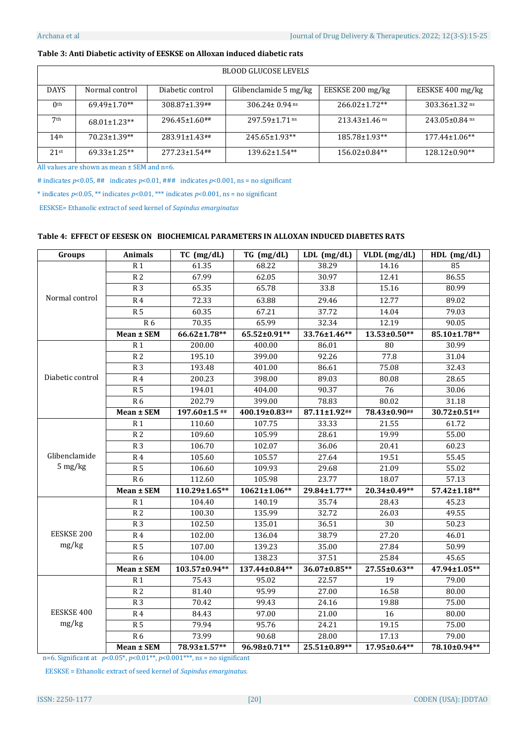**Table 3: Anti Diabetic activity of EESKSE on Alloxan induced diabetic rats**

| BLOOD GLUCOSE LEVELS | | | | | |
|---|---|---|---|---|---|
| DAYS | Normal control | Diabetic control | Glibenclamide 5 mg/kg | EESKSE 200 mg/kg | EESKSE 400 mg/kg |
| 0th | 69.49±1.70** | 308.87±1.39## | 306.24± 0.94 ns | 266.02±1.72** | 303.36±1.32 ns |
| 7th | 68.01±1.23** | 296.45±1.60## | 297.59±1.71 ns | 213.43±1.46 ns | 243.05±0.84 ns |
| 14th | 70.23±1.39** | 283.91±1.43## | 245.65±1.93** | 185.78±1.93** | 177.44±1.06** |
| 21st | 69.33±1.25** | 277.23±1.54## | 139.62±1.54** | 156.02±0.84** | 128.12±0.90** |

All values are shown as mean ± SEM and n=6.

# indicates $p$<0.05, ## indicates $p$<0.01, ### indicates $p$<0.001, ns = no significant

* indicates $p$<0.05, ** indicates $p$<0.01, *** indicates $p$<0.001, ns = no significant

EESKSE= Ethanolic extract of seed kernel of *Sapindus emarginatus*

**Table 4: EFFECT OF EESESK ON BIOCHEMICAL PARAMETERS IN ALLOXAN INDUCED DIABETES RATS**

| Groups | Animals | TC (mg/dL) | TG (mg/dL) | LDL (mg/dL) | VLDL (mg/dL) | HDL (mg/dL) |
|---|---|---|---|---|---|---|
| Normal control | R 1 | 61.35 | 68.22 | 38.29 | 14.16 | 85 |
| | R 2 | 67.99 | 62.05 | 30.97 | 12.41 | 86.55 |
| | R 3 | 65.35 | 65.78 | 33.8 | 15.16 | 80.99 |
| | R 4 | 72.33 | 63.88 | 29.46 | 12.77 | 89.02 |
| | R 5 | 60.35 | 67.21 | 37.72 | 14.04 | 79.03 |
| | R 6 | 70.35 | 65.99 | 32.34 | 12.19 | 90.05 |
| | **Mean ± SEM** | **66.62±1.78**** | **65.52±0.91**** | **33.76±1.46**** | **13.53±0.50**** | **85.10±1.78**** |
| Diabetic control | R 1 | 200.00 | 400.00 | 86.01 | 80 | 30.99 |
| | R 2 | 195.10 | 399.00 | 92.26 | 77.8 | 31.04 |
| | R 3 | 193.48 | 401.00 | 86.61 | 75.08 | 32.43 |
| | R 4 | 200.23 | 398.00 | 89.03 | 80.08 | 28.65 |
| | R 5 | 194.01 | 404.00 | 90.37 | 76 | 30.06 |
| | R 6 | 202.79 | 399.00 | 78.83 | 80.02 | 31.18 |
| | **Mean ± SEM** | **197.60±1.5 ##** | **400.19±0.83##** | **87.11±1.92##** | **78.43±0.90##** | **30.72±0.51##** |
| Glibenclamide 5 mg/kg | R 1 | 110.60 | 107.75 | 33.33 | 21.55 | 61.72 |
| | R 2 | 109.60 | 105.99 | 28.61 | 19.99 | 55.00 |
| | R 3 | 106.70 | 102.07 | 36.06 | 20.41 | 60.23 |
| | R 4 | 105.60 | 105.57 | 27.64 | 19.51 | 55.45 |
| | R 5 | 106.60 | 109.93 | 29.68 | 21.09 | 55.02 |
| | R 6 | 112.60 | 105.98 | 23.77 | 18.07 | 57.13 |
| | **Mean ± SEM** | **110.29±1.65**** | **10621±1.06**** | **29.84±1.77**** | **20.34±0.49**** | **57.42±1.18**** |
| EESKSE 200 mg/kg | R 1 | 104.40 | 140.19 | 35.74 | 28.43 | 45.23 |
| | R 2 | 100.30 | 135.99 | 32.72 | 26.03 | 49.55 |
| | R 3 | 102.50 | 135.01 | 36.51 | 30 | 50.23 |
| | R 4 | 102.00 | 136.04 | 38.79 | 27.20 | 46.01 |
| | R 5 | 107.00 | 139.23 | 35.00 | 27.84 | 50.99 |
| | R 6 | 104.00 | 138.23 | 37.51 | 25.84 | 45.65 |
| | **Mean ± SEM** | **103.57±0.94**** | **137.44±0.84**** | **36.07±0.85**** | **27.55±0.63**** | **47.94±1.05**** |
| EESKSE 400 mg/kg | R 1 | 75.43 | 95.02 | 22.57 | 19 | 79.00 |
| | R 2 | 81.40 | 95.99 | 27.00 | 16.58 | 80.00 |
| | R 3 | 70.42 | 99.43 | 24.16 | 19.88 | 75.00 |
| | R 4 | 84.43 | 97.00 | 21.00 | 16 | 80.00 |
| | R 5 | 79.94 | 95.76 | 24.21 | 19.15 | 75.00 |
| | R 6 | 73.99 | 90.68 | 28.00 | 17.13 | 79.00 |
| | **Mean ± SEM** | **78.93±1.57**** | **96.98±0.71**** | **25.51±0.89**** | **17.95±0.64**** | **78.10±0.94**** |

n=6. Significant at $p$<0.05*, $p$<0.01**, $p$<0.001***, ns = no significant

EESKSE = Ethanolic extract of seed kernel of *Sapindus emarginatus.*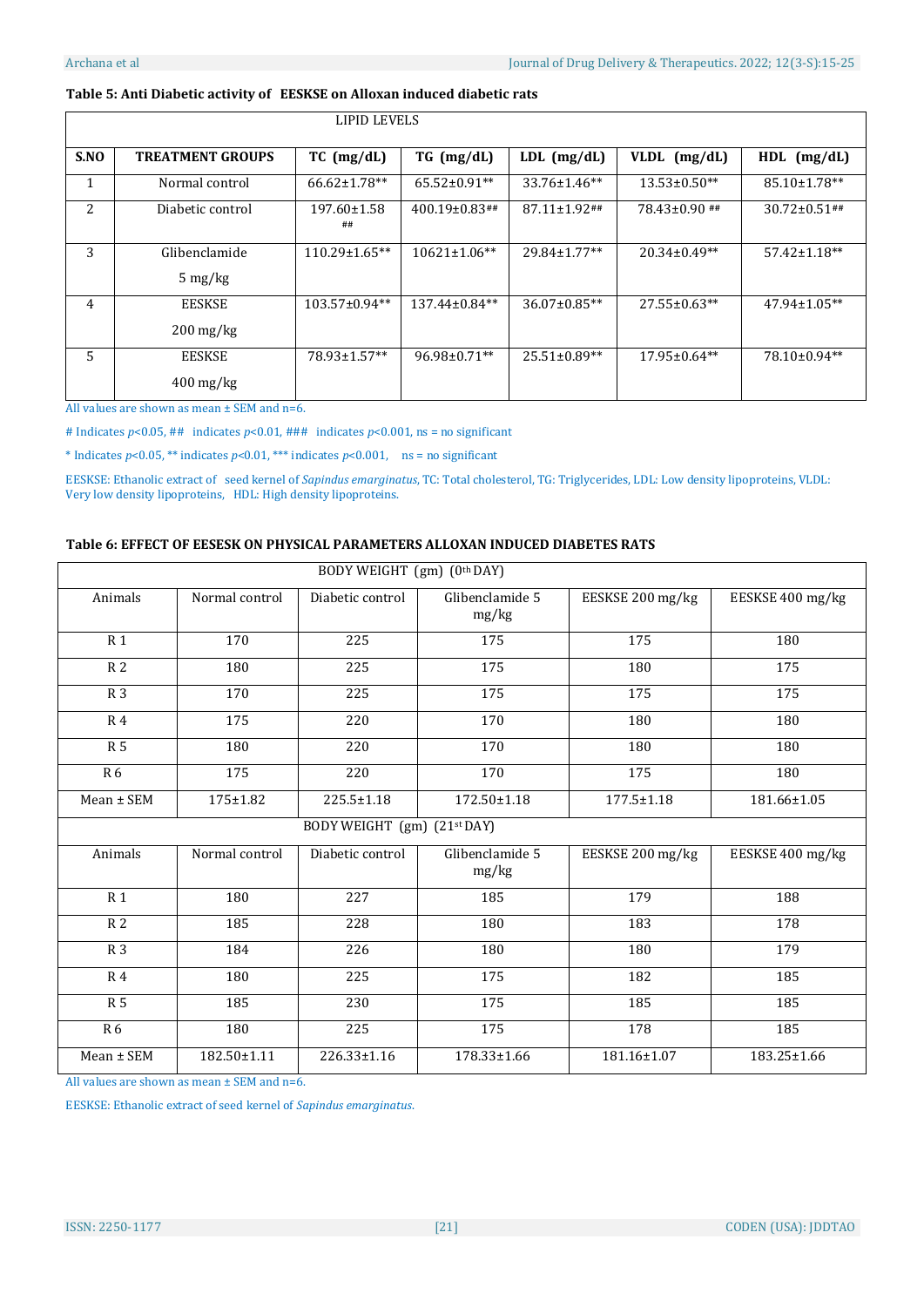**Table 5: Anti Diabetic activity of EESKSE on Alloxan induced diabetic rats**

| | | LIPID LEVELS | | | | |
|---|---|---|---|---|---|---|
| **S.NO** | **TREATMENT GROUPS** | **TC (mg/dL)** | **TG (mg/dL)** | **LDL (mg/dL)** | **VLDL (mg/dL)** | **HDL (mg/dL)** |
| 1 | Normal control | 66.62±1.78** | 65.52±0.91** | 33.76±1.46** | 13.53±0.50** | 85.10±1.78** |
| 2 | Diabetic control | 197.60±1.58 ## | 400.19±0.83## | 87.11±1.92## | 78.43±0.90 ## | 30.72±0.51## |
| 3 | Glibenclamide 5 mg/kg | 110.29±1.65** | 10621±1.06** | 29.84±1.77** | 20.34±0.49** | 57.42±1.18** |
| 4 | EESKSE 200 mg/kg | 103.57±0.94** | 137.44±0.84** | 36.07±0.85** | 27.55±0.63** | 47.94±1.05** |
| 5 | EESKSE 400 mg/kg | 78.93±1.57** | 96.98±0.71** | 25.51±0.89** | 17.95±0.64** | 78.10±0.94** |

All values are shown as mean ± SEM and n=6.

# Indicates $p<0.05$, ## indicates $p<0.01$, ### indicates $p<0.001$, ns = no significant

* Indicates $p<0.05$, ** indicates $p<0.01$, *** indicates $p<0.001$, ns = no significant

EESKSE: Ethanolic extract of seed kernel of *Sapindus emarginatus*, TC: Total cholesterol, TG: Triglycerides, LDL: Low density lipoproteins, VLDL: Very low density lipoproteins, HDL: High density lipoproteins.

**Table 6: EFFECT OF EESESK ON PHYSICAL PARAMETERS ALLOXAN INDUCED DIABETES RATS**

| BODY WEIGHT (gm) (0th DAY) | | | | | |
|---|---|---|---|---|---|
| Animals | Normal control | Diabetic control | Glibenclamide 5 mg/kg | EESKSE 200 mg/kg | EESKSE 400 mg/kg |
| R 1 | 170 | 225 | 175 | 175 | 180 |
| R 2 | 180 | 225 | 175 | 180 | 175 |
| R 3 | 170 | 225 | 175 | 175 | 175 |
| R 4 | 175 | 220 | 170 | 180 | 180 |
| R 5 | 180 | 220 | 170 | 180 | 180 |
| R 6 | 175 | 220 | 170 | 175 | 180 |
| Mean ± SEM | 175±1.82 | 225.5±1.18 | 172.50±1.18 | 177.5±1.18 | 181.66±1.05 |
| **BODY WEIGHT (gm) (21st DAY)** | | | | | |
| Animals | Normal control | Diabetic control | Glibenclamide 5 mg/kg | EESKSE 200 mg/kg | EESKSE 400 mg/kg |
| R 1 | 180 | 227 | 185 | 179 | 188 |
| R 2 | 185 | 228 | 180 | 183 | 178 |
| R 3 | 184 | 226 | 180 | 180 | 179 |
| R 4 | 180 | 225 | 175 | 182 | 185 |
| R 5 | 185 | 230 | 175 | 185 | 185 |
| R 6 | 180 | 225 | 175 | 178 | 185 |
| Mean ± SEM | 182.50±1.11 | 226.33±1.16 | 178.33±1.66 | 181.16±1.07 | 183.25±1.66 |

All values are shown as mean ± SEM and n=6.

EESKSE: Ethanolic extract of seed kernel of *Sapindus emarginatus*.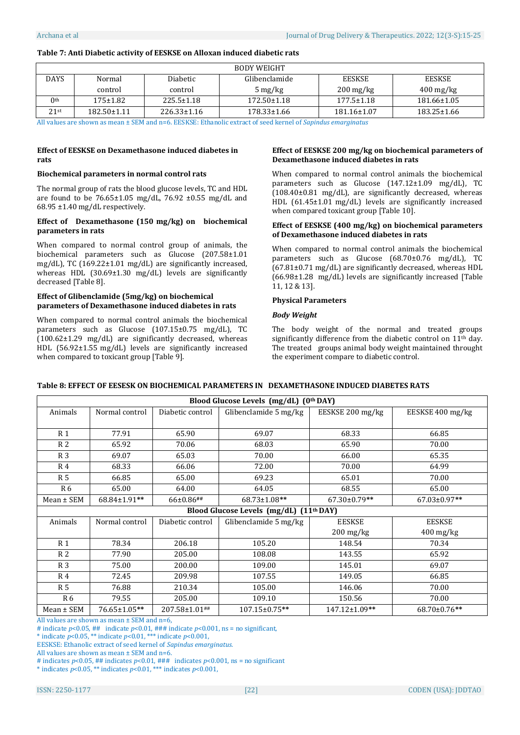**Table 7: Anti Diabetic activity of EESKSE on Alloxan induced diabetic rats**

| BODY WEIGHT | | | | | |
|---|---|---|---|---|---|
| DAYS | Normal control | Diabetic control | Glibenclamide 5 mg/kg | EESKSE 200 mg/kg | EESKSE 400 mg/kg |
| 0th | 175±1.82 | 225.5±1.18 | 172.50±1.18 | 177.5±1.18 | 181.66±1.05 |
| 21st | 182.50±1.11 | 226.33±1.16 | 178.33±1.66 | 181.16±1.07 | 183.25±1.66 |

All values are shown as mean ± SEM and n=6. EESKSE: Ethanolic extract of seed kernel of *Sapindus emarginatus*

**Effect of EESKSE on Dexamethasone induced diabetes in rats**

**Biochemical parameters in normal control rats**

The normal group of rats the blood glucose levels, TC and HDL are found to be 76.65±1.05 mg/dL, 76.92 ±0.55 mg/dL and 68.95 ±1.40 mg/dL respectively.

**Effect of Dexamethasone (150 mg/kg) on biochemical parameters in rats**

When compared to normal control group of animals, the biochemical parameters such as Glucose (207.58±1.01 mg/dL), TC (169.22±1.01 mg/dL) are significantly increased, whereas HDL (30.69±1.30 mg/dL) levels are significantly decreased [Table 8].

**Effect of Glibenclamide (5mg/kg) on biochemical parameters of Dexamethasone induced diabetes in rats**

When compared to normal control animals the biochemical parameters such as Glucose (107.15±0.75 mg/dL), TC (100.62±1.29 mg/dL) are significantly decreased, whereas HDL (56.92±1.55 mg/dL) levels are significantly increased when compared to toxicant group [Table 9].

**Effect of EESKSE 200 mg/kg on biochemical parameters of Dexamethasone induced diabetes in rats**

When compared to normal control animals the biochemical parameters such as Glucose (147.12±1.09 mg/dL), TC (108.40±0.81 mg/dL), are significantly decreased, whereas HDL (61.45±1.01 mg/dL) levels are significantly increased when compared toxicant group [Table 10].

**Effect of EESKSE (400 mg/kg) on biochemical parameters of Dexamethasone induced diabetes in rats**

When compared to normal control animals the biochemical parameters such as Glucose (68.70±0.76 mg/dL), TC (67.81±0.71 mg/dL) are significantly decreased, whereas HDL (66.98±1.28 mg/dL) levels are significantly increased [Table 11, 12 & 13].

**Physical Parameters**

***Body Weight***

The body weight of the normal and treated groups significantly difference from the diabetic control on 11th day. The treated groups animal body weight maintained throught the experiment compare to diabetic control.

**Table 8: EFFECT OF EESESK ON BIOCHEMICAL PARAMETERS IN DEXAMETHASONE INDUCED DIABETES RATS**

| Blood Glucose Levels (mg/dL) (0th DAY) | | | | | |
|---|---|---|---|---|---|
| Animals | Normal control | Diabetic control | Glibenclamide 5 mg/kg | EESKSE 200 mg/kg | EESKSE 400 mg/kg |
| R 1 | 77.91 | 65.90 | 69.07 | 68.33 | 66.85 |
| R 2 | 65.92 | 70.06 | 68.03 | 65.90 | 70.00 |
| R 3 | 69.07 | 65.03 | 70.00 | 66.00 | 65.35 |
| R 4 | 68.33 | 66.06 | 72.00 | 70.00 | 64.99 |
| R 5 | 66.85 | 65.00 | 69.23 | 65.01 | 70.00 |
| R 6 | 65.00 | 64.00 | 64.05 | 68.55 | 65.00 |
| Mean ± SEM | 68.84±1.91** | 66±0.86## | 68.73±1.08** | 67.30±0.79** | 67.03±0.97** |
| **Blood Glucose Levels (mg/dL) (11th DAY)** | | | | | |
| Animals | Normal control | Diabetic control | Glibenclamide 5 mg/kg | EESKSE 200 mg/kg | EESKSE 400 mg/kg |
| R 1 | 78.34 | 206.18 | 105.20 | 148.54 | 70.34 |
| R 2 | 77.90 | 205.00 | 108.08 | 143.55 | 65.92 |
| R 3 | 75.00 | 200.00 | 109.00 | 145.01 | 69.07 |
| R 4 | 72.45 | 209.98 | 107.55 | 149.05 | 66.85 |
| R 5 | 76.88 | 210.34 | 105.00 | 146.06 | 70.00 |
| R 6 | 79.55 | 205.00 | 109.10 | 150.56 | 70.00 |
| Mean ± SEM | 76.65±1.05** | 207.58±1.01## | 107.15±0.75** | 147.12±1.09** | 68.70±0.76** |

All values are shown as mean ± SEM and n=6,
# indicate $p$<0.05, ## indicate $p$<0.01, ### indicate $p$<0.001, ns = no significant,
* indicate $p$<0.05, ** indicate $p$<0.01, *** indicate $p$<0.001,
EESKSE: Ethanolic extract of seed kernel of *Sapindus emarginatus.*
All values are shown as mean ± SEM and n=6.
# indicates $p$<0.05, ## indicates $p$<0.01, ### indicates $p$<0.001, ns = no significant
* indicates $p$<0.05, ** indicates $p$<0.01, *** indicates $p$<0.001,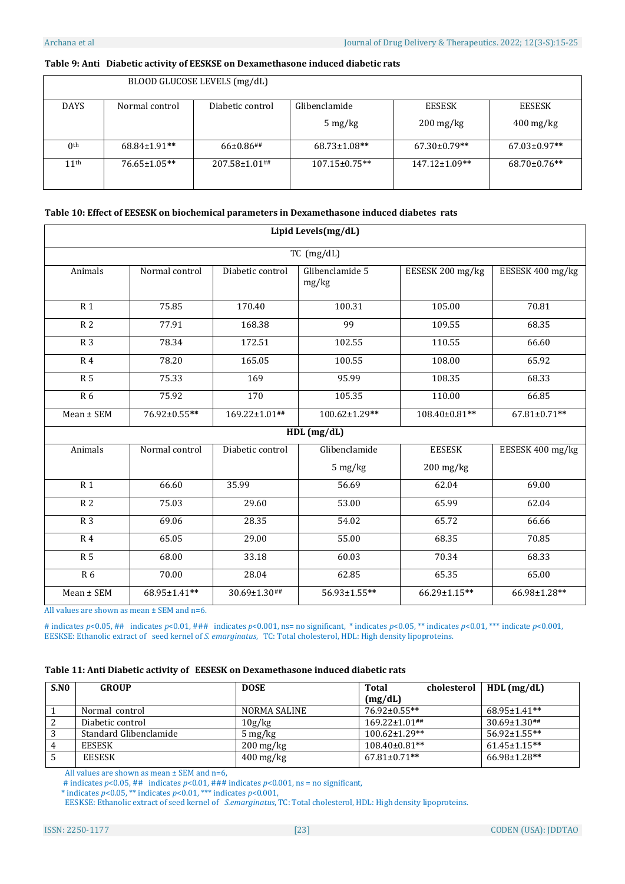**Table 9: Anti Diabetic activity of EESKSE on Dexamethasone induced diabetic rats**

| BLOOD GLUCOSE LEVELS (mg/dL) | | | | | |
|---|---|---|---|---|---|
| DAYS | Normal control | Diabetic control | Glibenclamide 5 mg/kg | EESESK 200 mg/kg | EESESK 400 mg/kg |
| 0[th] | 68.84±1.91** | 66±0.86## | 68.73±1.08** | 67.30±0.79** | 67.03±0.97** |
| 11[th] | 76.65±1.05** | 207.58±1.01## | 107.15±0.75** | 147.12±1.09** | 68.70±0.76** |

**Table 10: Effect of EESESK on biochemical parameters in Dexamethasone induced diabetes rats**

| Lipid Levels(mg/dL) | | | | | |
|---|---|---|---|---|---|
| TC (mg/dL) | | | | | |
| Animals | Normal control | Diabetic control | Glibenclamide 5 mg/kg | EESESK 200 mg/kg | EESESK 400 mg/kg |
| R 1 | 75.85 | 170.40 | 100.31 | 105.00 | 70.81 |
| R 2 | 77.91 | 168.38 | 99 | 109.55 | 68.35 |
| R 3 | 78.34 | 172.51 | 102.55 | 110.55 | 66.60 |
| R 4 | 78.20 | 165.05 | 100.55 | 108.00 | 65.92 |
| R 5 | 75.33 | 169 | 95.99 | 108.35 | 68.33 |
| R 6 | 75.92 | 170 | 105.35 | 110.00 | 66.85 |
| Mean ± SEM | 76.92±0.55** | 169.22±1.01## | 100.62±1.29** | 108.40±0.81** | 67.81±0.71** |
| HDL (mg/dL) | | | | | |
| Animals | Normal control | Diabetic control | Glibenclamide 5 mg/kg | EESESK 200 mg/kg | EESESK 400 mg/kg |
| R 1 | 66.60 | 35.99 | 56.69 | 62.04 | 69.00 |
| R 2 | 75.03 | 29.60 | 53.00 | 65.99 | 62.04 |
| R 3 | 69.06 | 28.35 | 54.02 | 65.72 | 66.66 |
| R 4 | 65.05 | 29.00 | 55.00 | 68.35 | 70.85 |
| R 5 | 68.00 | 33.18 | 60.03 | 70.34 | 68.33 |
| R 6 | 70.00 | 28.04 | 62.85 | 65.35 | 65.00 |
| Mean ± SEM | 68.95±1.41** | 30.69±1.30## | 56.93±1.55** | 66.29±1.15** | 66.98±1.28** |

All values are shown as mean ± SEM and n=6.

# indicates *p*<0.05, ## indicates *p*<0.01, ### indicates *p*<0.001, ns= no significant, * indicates *p*<0.05, ** indicates *p*<0.01, *** indicate *p*<0.001, EESKSE: Ethanolic extract of seed kernel of *S. emarginatus*, TC: Total cholesterol, HDL: High density lipoproteins.

**Table 11: Anti Diabetic activity of EESESK on Dexamethasone induced diabetic rats**

| S.N0 | GROUP | DOSE | Total cholesterol (mg/dL) | HDL (mg/dL) |
|---|---|---|---|---|
| 1 | Normal control | NORMA SALINE | 76.92±0.55** | 68.95±1.41** |
| 2 | Diabetic control | 10g/kg | 169.22±1.01## | 30.69±1.30## |
| 3 | Standard Glibenclamide | 5 mg/kg | 100.62±1.29** | 56.92±1.55** |
| 4 | EESESK | 200 mg/kg | 108.40±0.81** | 61.45±1.15** |
| 5 | EESESK | 400 mg/kg | 67.81±0.71** | 66.98±1.28** |

All values are shown as mean ± SEM and n=6,

# indicates *p*<0.05, ## indicates *p*<0.01, ### indicates *p*<0.001, ns = no significant,

* indicates *p*<0.05, ** indicates *p*<0.01, *** indicates *p*<0.001,

EESKSE: Ethanolic extract of seed kernel of *S.emarginatus*, TC: Total cholesterol, HDL: High density lipoproteins.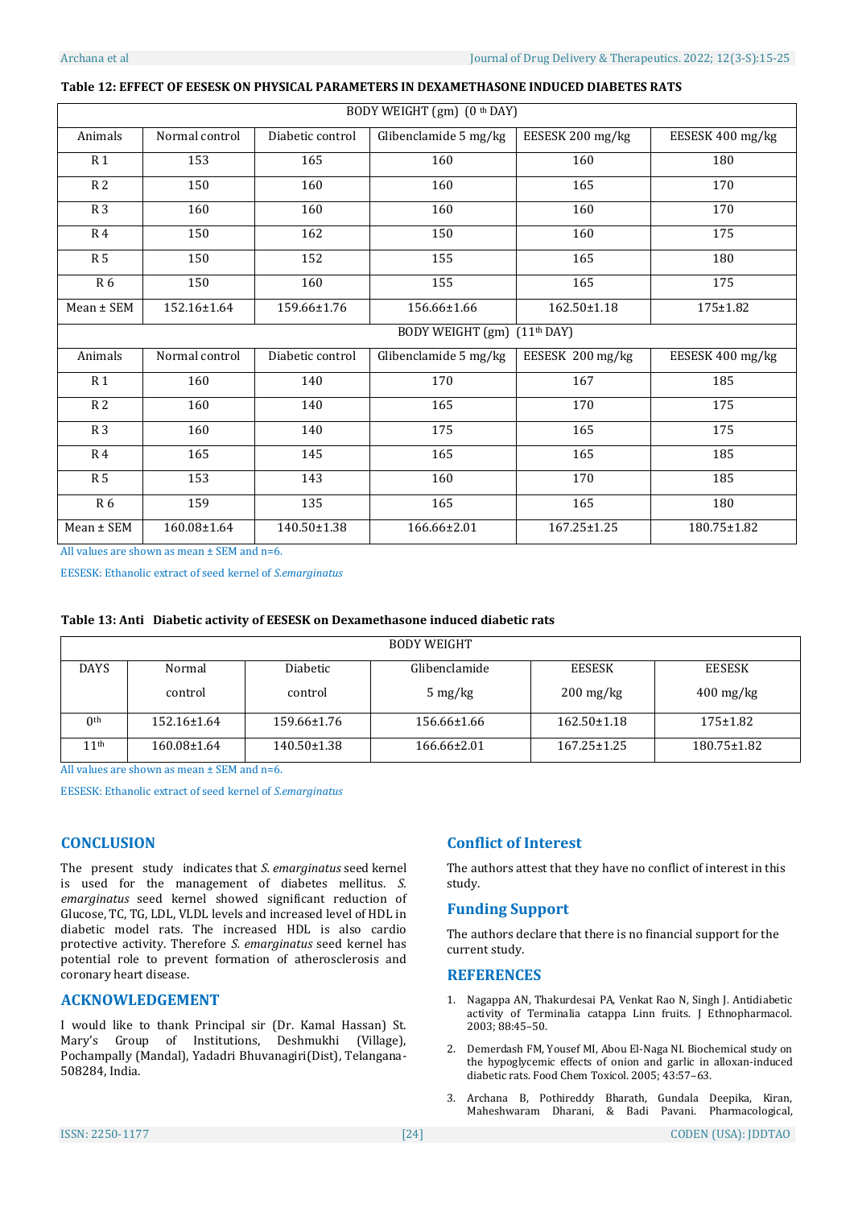**Table 12: EFFECT OF EESESK ON PHYSICAL PARAMETERS IN DEXAMETHASONE INDUCED DIABETES RATS**

| BODY WEIGHT (gm) (0 th DAY) | | | | | |
|---|---|---|---|---|---|
| Animals | Normal control | Diabetic control | Glibenclamide 5 mg/kg | EESESK 200 mg/kg | EESESK 400 mg/kg |
| R 1 | 153 | 165 | 160 | 160 | 180 |
| R 2 | 150 | 160 | 160 | 165 | 170 |
| R 3 | 160 | 160 | 160 | 160 | 170 |
| R 4 | 150 | 162 | 150 | 160 | 175 |
| R 5 | 150 | 152 | 155 | 165 | 180 |
| R 6 | 150 | 160 | 155 | 165 | 175 |
| Mean ± SEM | 152.16±1.64 | 159.66±1.76 | 156.66±1.66 | 162.50±1.18 | 175±1.82 |
| BODY WEIGHT (gm) (11th DAY) | | | | | |
| Animals | Normal control | Diabetic control | Glibenclamide 5 mg/kg | EESESK 200 mg/kg | EESESK 400 mg/kg |
| R 1 | 160 | 140 | 170 | 167 | 185 |
| R 2 | 160 | 140 | 165 | 170 | 175 |
| R 3 | 160 | 140 | 175 | 165 | 175 |
| R 4 | 165 | 145 | 165 | 165 | 185 |
| R 5 | 153 | 143 | 160 | 170 | 185 |
| R 6 | 159 | 135 | 165 | 165 | 180 |
| Mean ± SEM | 160.08±1.64 | 140.50±1.38 | 166.66±2.01 | 167.25±1.25 | 180.75±1.82 |

All values are shown as mean ± SEM and n=6.

EESESK: Ethanolic extract of seed kernel of *S.emarginatus*

**Table 13: Anti Diabetic activity of EESESK on Dexamethasone induced diabetic rats**

| BODY WEIGHT | | | | | |
|---|---|---|---|---|---|
| DAYS | Normal control | Diabetic control | Glibenclamide 5 mg/kg | EESESK 200 mg/kg | EESESK 400 mg/kg |
| $0^{th}$ | 152.16±1.64 | 159.66±1.76 | 156.66±1.66 | 162.50±1.18 | 175±1.82 |
| $11^{th}$ | 160.08±1.64 | 140.50±1.38 | 166.66±2.01 | 167.25±1.25 | 180.75±1.82 |

All values are shown as mean ± SEM and n=6.

EESESK: Ethanolic extract of seed kernel of *S.emarginatus*

## CONCLUSION

The present study indicates that *S. emarginatus* seed kernel is used for the management of diabetes mellitus. *S. emarginatus* seed kernel showed significant reduction of Glucose, TC, TG, LDL, VLDL levels and increased level of HDL in diabetic model rats. The increased HDL is also cardio protective activity. Therefore *S. emarginatus* seed kernel has potential role to prevent formation of atherosclerosis and coronary heart disease.

## ACKNOWLEDGEMENT

I would like to thank Principal sir (Dr. Kamal Hassan) St. Mary's Group of Institutions, Deshmukhi (Village), Pochampally (Mandal), Yadadri Bhuvanagiri(Dist), Telangana-508284, India.

## Conflict of Interest

The authors attest that they have no conflict of interest in this study.

## Funding Support

The authors declare that there is no financial support for the current study.

## REFERENCES

1. Nagappa AN, Thakurdesai PA, Venkat Rao N, Singh J. Antidiabetic activity of Terminalia catappa Linn fruits. J Ethnopharmacol. 2003; 88:45–50.
2. Demerdash FM, Yousef MI, Abou El-Naga NI. Biochemical study on the hypoglycemic effects of onion and garlic in alloxan-induced diabetic rats. Food Chem Toxicol. 2005; 43:57–63.
3. Archana B, Pothireddy Bharath, Gundala Deepika, Kiran, Maheshwaram Dharani, & Badi Pavani. Pharmacological,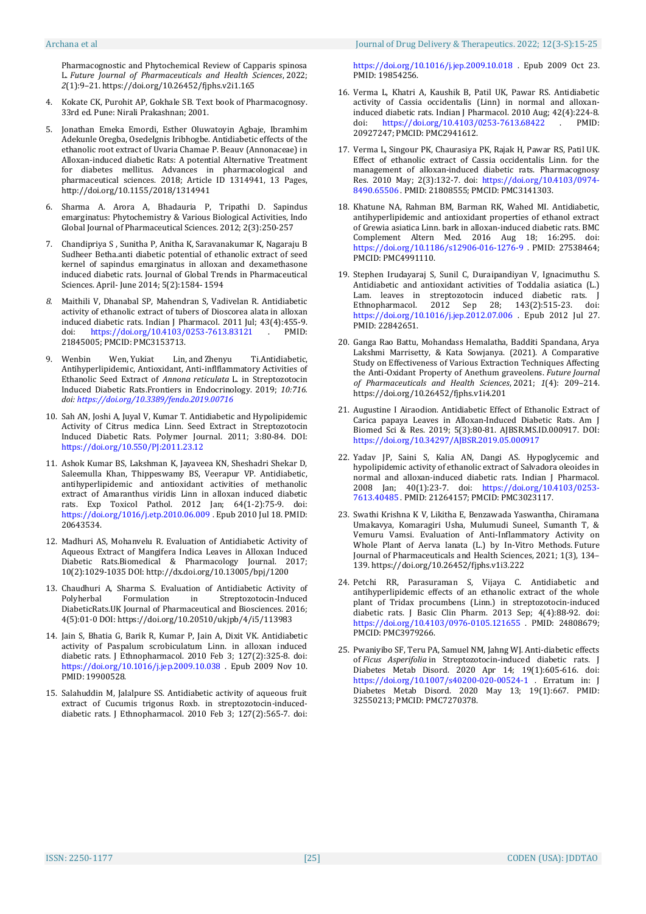Pharmacognostic and Phytochemical Review of Capparis spinosa L. *Future Journal of Pharmaceuticals and Health Sciences*, 2022; *2*(1):9–21. https://doi.org/10.26452/fjphs.v2i1.165

4. Kokate CK, Purohit AP, Gokhale SB. Text book of Pharmacognosy. 33rd ed. Pune: Nirali Prakashnan; 2001.

5. Jonathan Emeka Emordi, Esther Oluwatoyin Agbaje, Ibramhim Adekunle Oregba, Osedelgnis Iribhogbe. Antidiabetic effects of the ethanolic root extract of Uvaria Chamae P. Beauv (Annonaceae) in Alloxan-induced diabetic Rats: A potential Alternative Treatment for diabetes mellitus. Advances in pharmacological and pharmaceutical sciences. 2018; Article ID 1314941, 13 Pages, http://doi.org/10.1155/2018/1314941

6. Sharma A. Arora A, Bhadauria P, Tripathi D. Sapindus emarginatus: Phytochemistry & Various Biological Activities, Indo Global Journal of Pharmaceutical Sciences. 2012; 2(3):250-257

7. Chandipriya S , Sunitha P, Anitha K, Saravanakumar K, Nagaraju B Sudheer Betha.anti diabetic potential of ethanolic extract of seed kernel of sapindus emarginatus in alloxan and dexamethasone induced diabetic rats. Journal of Global Trends in Pharmaceutical Sciences. April- June 2014; 5(2):1584- 1594

8. Maithili V, Dhanabal SP, Mahendran S, Vadivelan R. Antidiabetic activity of ethanolic extract of tubers of Dioscorea alata in alloxan induced diabetic rats. Indian J Pharmacol. 2011 Jul; 43(4):455-9. doi: https://doi.org/10.4103/0253-7613.83121 . PMID: 21845005; PMCID: PMC3153713.

9. Wenbin Wen, Yukiat Lin, and Zhenyu Ti.Antidiabetic, Antihyperlipidemic, Antioxidant, Anti-inflflammatory Activities of Ethanolic Seed Extract of *Annona reticulata* L. in Streptozotocin Induced Diabetic Rats.Frontiers in Endocrinology. 2019; *10:716. doi: https://doi.org/10.3389/fendo.2019.00716*

10. Sah AN, Joshi A, Juyal V, Kumar T. Antidiabetic and Hypolipidemic Activity of Citrus medica Linn. Seed Extract in Streptozotocin Induced Diabetic Rats. Polymer Journal. 2011; 3:80-84. DOI: https://doi.org/10.550/PJ:2011.23.12

11. Ashok Kumar BS, Lakshman K, Jayaveea KN, Sheshadri Shekar D, Saleemulla Khan, Thippeswamy BS, Veerapur VP. Antidiabetic, antihyperlipidemic and antioxidant activities of methanolic extract of Amaranthus viridis Linn in alloxan induced diabetic rats. Exp Toxicol Pathol. 2012 Jan; 64(1-2):75-9. doi: https://doi.org/1016/j.etp.2010.06.009 . Epub 2010 Jul 18. PMID: 20643534.

12. Madhuri AS, Mohanvelu R. Evaluation of Antidiabetic Activity of Aqueous Extract of Mangifera Indica Leaves in Alloxan Induced Diabetic Rats.Biomedical & Pharmacology Journal. 2017; 10(2):1029-1035 DOI: http://dx.doi.org/10.13005/bpj/1200

13. Chaudhuri A, Sharma S. Evaluation of Antidiabetic Activity of Polyherbal Formulation in Streptozotocin-Induced DiabeticRats.UK Journal of Pharmaceutical and Biosciences. 2016; 4(5):01-0 DOI: https://doi.org/10.20510/ukjpb/4/i5/113983

14. Jain S, Bhatia G, Barik R, Kumar P, Jain A, Dixit VK. Antidiabetic activity of Paspalum scrobiculatum Linn. in alloxan induced diabetic rats. J Ethnopharmacol. 2010 Feb 3; 127(2):325-8. doi: https://doi.org/10.1016/j.jep.2009.10.038 . Epub 2009 Nov 10. PMID: 19900528.

15. Salahuddin M, Jalalpure SS. Antidiabetic activity of aqueous fruit extract of Cucumis trigonus Roxb. in streptozotocin-induced-diabetic rats. J Ethnopharmacol. 2010 Feb 3; 127(2):565-7. doi: https://doi.org/10.1016/j.jep.2009.10.018 . Epub 2009 Oct 23. PMID: 19854256.

16. Verma L, Khatri A, Kaushik B, Patil UK, Pawar RS. Antidiabetic activity of Cassia occidentalis (Linn) in normal and alloxan-induced diabetic rats. Indian J Pharmacol. 2010 Aug; 42(4):224-8. doi: https://doi.org/10.4103/0253-7613.68422 . PMID: 20927247; PMCID: PMC2941612.

17. Verma L, Singour PK, Chaurasiya PK, Rajak H, Pawar RS, Patil UK. Effect of ethanolic extract of Cassia occidentalis Linn. for the management of alloxan-induced diabetic rats. Pharmacognosy Res. 2010 May; 2(3):132-7. doi: https://doi.org/10.4103/0974-8490.65506 . PMID: 21808555; PMCID: PMC3141303.

18. Khatune NA, Rahman BM, Barman RK, Wahed MI. Antidiabetic, antihyperlipidemic and antioxidant properties of ethanol extract of Grewia asiatica Linn. bark in alloxan-induced diabetic rats. BMC Complement Altern Med. 2016 Aug 18; 16:295. doi: https://doi.org/10.1186/s12906-016-1276-9 . PMID: 27538464; PMCID: PMC4991110.

19. Stephen Irudayaraj S, Sunil C, Duraipandiyan V, Ignacimuthu S. Antidiabetic and antioxidant activities of Toddalia asiatica (L.) Lam. leaves in streptozotocin induced diabetic rats. J Ethnopharmacol. 2012 Sep 28; 143(2):515-23. doi: https://doi.org/10.1016/j.jep.2012.07.006 . Epub 2012 Jul 27. PMID: 22842651.

20. Ganga Rao Battu, Mohandass Hemalatha, Badditi Spandana, Arya Lakshmi Marrisetty, & Kata Sowjanya. (2021). A Comparative Study on Effectiveness of Various Extraction Techniques Affecting the Anti-Oxidant Property of Anethum graveolens. *Future Journal of Pharmaceuticals and Health Sciences*, 2021; *1*(4): 209–214. https://doi.org/10.26452/fjphs.v1i4.201

21. Augustine I Airaodion. Antidiabetic Effect of Ethanolic Extract of Carica papaya Leaves in Alloxan-Induced Diabetic Rats. Am J Biomed Sci & Res. 2019; 5(3):80-81. AJBSR.MS.ID.000917. DOI: https://doi.org/10.34297/AJBSR.2019.05.000917

22. Yadav JP, Saini S, Kalia AN, Dangi AS. Hypoglycemic and hypolipidemic activity of ethanolic extract of Salvadora oleoides in normal and alloxan-induced diabetic rats. Indian J Pharmacol. 2008 Jan; 40(1):23-7. doi: https://doi.org/10.4103/0253-7613.40485 . PMID: 21264157; PMCID: PMC3023117.

23. Swathi Krishna K V, Likitha E, Benzawada Yaswantha, Chiramana Umakavya, Komaragiri Usha, Mulumudi Suneel, Sumanth T, & Vemuru Vamsi. Evaluation of Anti-Inflammatory Activity on Whole Plant of Aerva lanata (L.) by In-Vitro Methods. Future Journal of Pharmaceuticals and Health Sciences, 2021; 1(3), 134–139. https://doi.org/10.26452/fjphs.v1i3.222

24. Petchi RR, Parasuraman S, Vijaya C. Antidiabetic and antihyperlipidemic effects of an ethanolic extract of the whole plant of Tridax procumbens (Linn.) in streptozotocin-induced diabetic rats. J Basic Clin Pharm. 2013 Sep; 4(4):88-92. doi: https://doi.org/10.4103/0976-0105.121655 . PMID: 24808679; PMCID: PMC3979266.

25. Pwaniyibo SF, Teru PA, Samuel NM, Jahng WJ. Anti-diabetic effects of *Ficus Asperifolia* in Streptozotocin-induced diabetic rats. J Diabetes Metab Disord. 2020 Apr 14; 19(1):605-616. doi: https://doi.org/10.1007/s40200-020-00524-1 . Erratum in: J Diabetes Metab Disord. 2020 May 13; 19(1):667. PMID: 32550213; PMCID: PMC7270378.